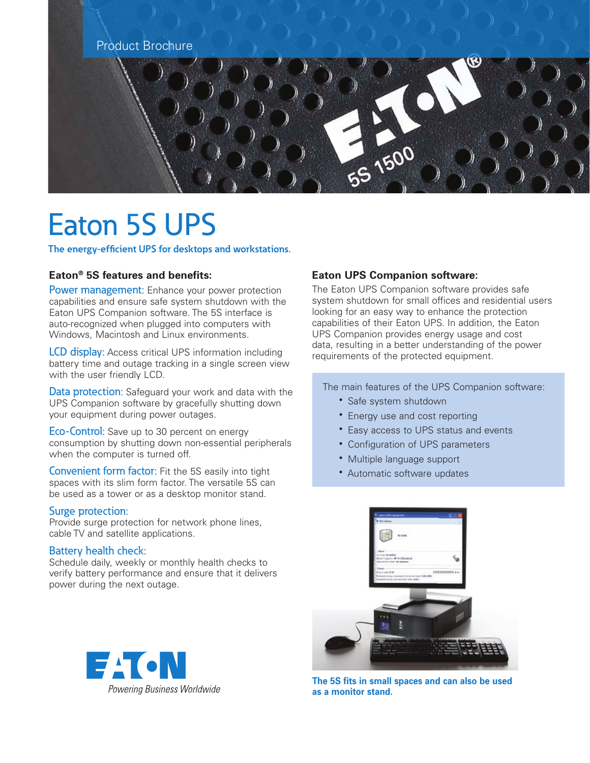Product Brochure

# Eaton 5S UPS

**The energy-efficient UPS for desktops and workstations.**

### Eaton® 5S features and benefits:

**Power management:** Enhance your power protection capabilities and ensure safe system shutdown with the Eaton UPS Companion software. The 5S interface is auto-recognized when plugged into computers with Windows, Macintosh and Linux environments.

**LCD display:** Access critical UPS information including battery time and outage tracking in a single screen view with the user friendly LCD.

**Data protection:** Safeguard your work and data with the UPS Companion software by gracefully shutting down your equipment during power outages.

**Eco-Control:** Save up to 30 percent on energy consumption by shutting down non-essential peripherals when the computer is turned off.

**Convenient form factor:** Fit the 5S easily into tight spaces with its slim form factor. The versatile 5S can be used as a tower or as a desktop monitor stand.

**Surge protection:**
Provide surge protection for network phone lines, cable TV and satellite applications.

**Battery health check:**
Schedule daily, weekly or monthly health checks to verify battery performance and ensure that it delivers power during the next outage.

### Eaton UPS Companion software:

The Eaton UPS Companion software provides safe system shutdown for small offices and residential users looking for an easy way to enhance the protection capabilities of their Eaton UPS. In addition, the Eaton UPS Companion provides energy usage and cost data, resulting in a better understanding of the power requirements of the protected equipment.

The main features of the UPS Companion software:

- Safe system shutdown
- Energy use and cost reporting
- Easy access to UPS status and events
- Configuration of UPS parameters
- Multiple language support
- Automatic software updates

**The 5S fits in small spaces and can also be used as a monitor stand.**

EATON
*Powering Business Worldwide*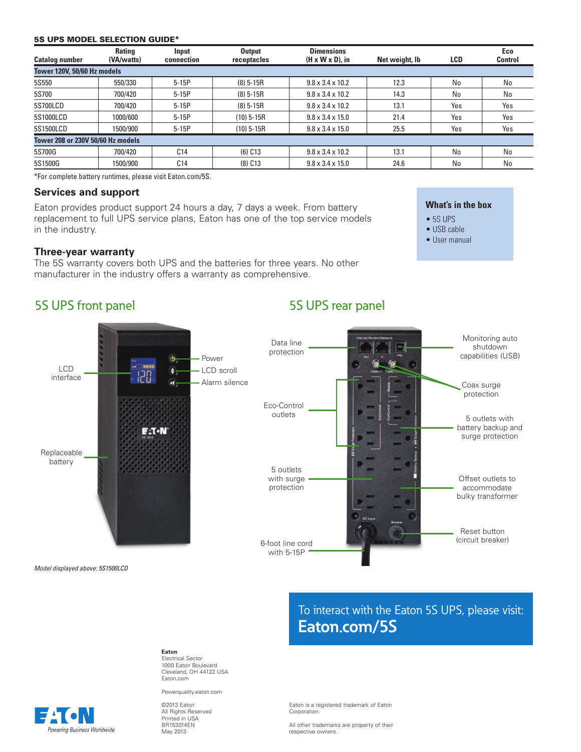### 5S UPS MODEL SELECTION GUIDE*

| Catalog number | Rating (VA/watts) | Input connection | Output receptacles | Dimensions (H x W x D), in | Net weight, lb | LCD | Eco Control |
|---|---|---|---|---|---|---|---|
| **Tower 120V, 50/60 Hz models** | | | | | | | |
| 5S550 | 550/330 | 5-15P | (8) 5-15R | 9.8 x 3.4 x 10.2 | 12.3 | No | No |
| 5S700 | 700/420 | 5-15P | (8) 5-15R | 9.8 x 3.4 x 10.2 | 14.3 | No | No |
| 5S700LCD | 700/420 | 5-15P | (8) 5-15R | 9.8 x 3.4 x 10.2 | 13.1 | Yes | Yes |
| 5S1000LCD | 1000/600 | 5-15P | (10) 5-15R | 9.8 x 3.4 x 15.0 | 21.4 | Yes | Yes |
| 5S1500LCD | 1500/900 | 5-15P | (10) 5-15R | 9.8 x 3.4 x 15.0 | 25.5 | Yes | Yes |
| **Tower 208 or 230V 50/60 Hz models** | | | | | | | |
| 5S700G | 700/420 | C14 | (6) C13 | 9.8 x 3.4 x 10.2 | 13.1 | No | No |
| 5S1500G | 1500/900 | C14 | (8) C13 | 9.8 x 3.4 x 15.0 | 24.6 | No | No |

*For complete battery runtimes, please visit Eaton.com/5S.

### Services and support

Eaton provides product support 24 hours a day, 7 days a week. From battery replacement to full UPS service plans, Eaton has one of the top service models in the industry.

### Three-year warranty

The 5S warranty covers both UPS and the batteries for three years. No other manufacturer in the industry offers a warranty as comprehensive.

### What's in the box

- 5S UPS
- USB cable
- User manual

## 5S UPS front panel

LCD interface
Power
LCD scroll
Alarm silence
Replaceable battery

*Model displayed above: 5S1500LCD*

## 5S UPS rear panel

Data line protection
Monitoring auto shutdown capabilities (USB)
Coax surge protection
Eco-Control outlets
5 outlets with battery backup and surge protection
5 outlets with surge protection
Offset outlets to accommodate bulky transformer
Reset button (circuit breaker)
6-foot line cord with 5-15P

To interact with the Eaton 5S UPS, please visit:
**Eaton.com/5S**

**Eaton**
Electrical Sector
1000 Eaton Boulevard
Cleveland, OH 44122 USA
Eaton.com

Powerquality.eaton.com

©2013 Eaton
All Rights Reserved
Printed in USA
BR153014EN
May 2013

Eaton is a registered trademark of Eaton Corporation.

All other trademarks are property of their respective owners.

Powering Business Worldwide